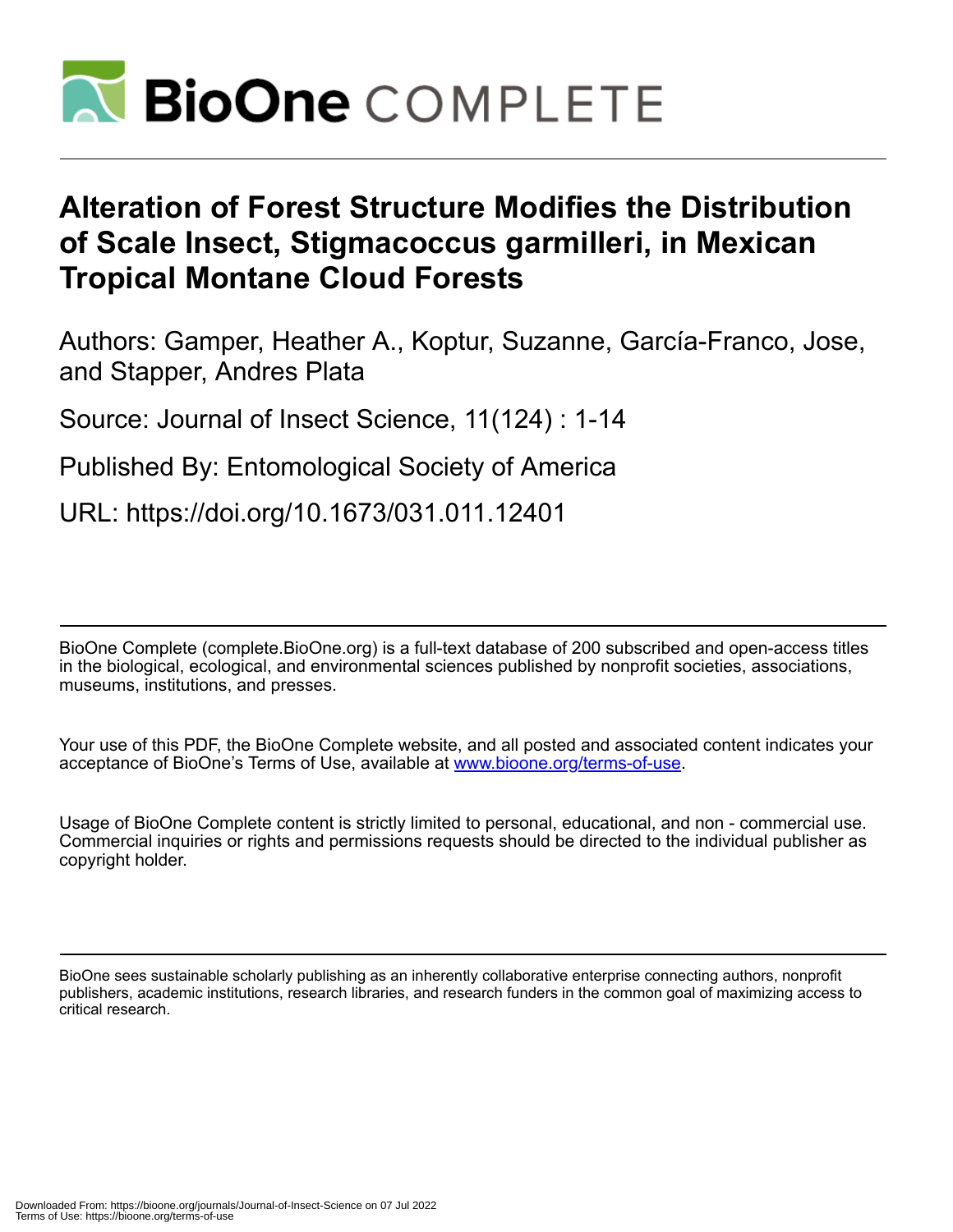# Alteration of Forest Structure Modifies the Distribution of Scale Insect, Stigmacoccus garmilleri, in Mexican Tropical Montane Cloud Forests

Authors: Gamper, Heather A., Koptur, Suzanne, García-Franco, Jose, and Stapper, Andres Plata

Source: Journal of Insect Science, 11(124) : 1-14

Published By: Entomological Society of America

URL: https://doi.org/10.1673/031.011.12401

---

BioOne Complete (complete.BioOne.org) is a full-text database of 200 subscribed and open-access titles in the biological, ecological, and environmental sciences published by nonprofit societies, associations, museums, institutions, and presses.

Your use of this PDF, the BioOne Complete website, and all posted and associated content indicates your acceptance of BioOne's Terms of Use, available at www.bioone.org/terms-of-use.

Usage of BioOne Complete content is strictly limited to personal, educational, and non - commercial use. Commercial inquiries or rights and permissions requests should be directed to the individual publisher as copyright holder.

---

BioOne sees sustainable scholarly publishing as an inherently collaborative enterprise connecting authors, nonprofit publishers, academic institutions, research libraries, and research funders in the common goal of maximizing access to critical research.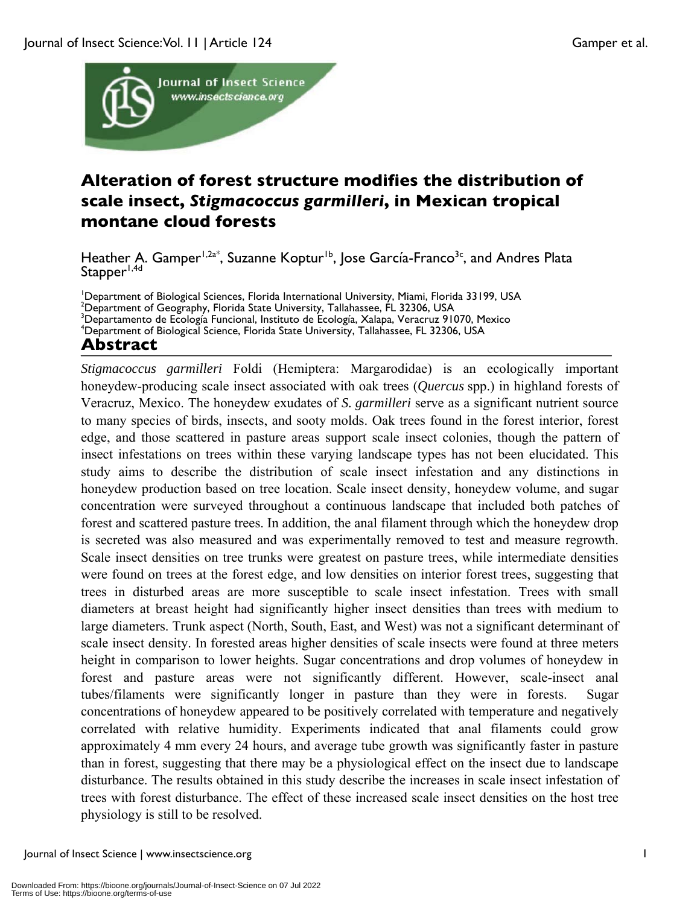# Alteration of forest structure modifies the distribution of scale insect, *Stigmacoccus garmilleri*, in Mexican tropical montane cloud forests

Heather A. Gamper[1,2a*], Suzanne Koptur[1b], Jose García-Franco[3c], and Andres Plata Stapper[1,4d]

[1]Department of Biological Sciences, Florida International University, Miami, Florida 33199, USA
[2]Department of Geography, Florida State University, Tallahassee, FL 32306, USA
[3]Departamento de Ecología Funcional, Instituto de Ecología, Xalapa, Veracruz 91070, Mexico
[4]Department of Biological Science, Florida State University, Tallahassee, FL 32306, USA

## Abstract

*Stigmacoccus garmilleri* Foldi (Hemiptera: Margarodidae) is an ecologically important honeydew-producing scale insect associated with oak trees (*Quercus* spp.) in highland forests of Veracruz, Mexico. The honeydew exudates of *S. garmilleri* serve as a significant nutrient source to many species of birds, insects, and sooty molds. Oak trees found in the forest interior, forest edge, and those scattered in pasture areas support scale insect colonies, though the pattern of insect infestations on trees within these varying landscape types has not been elucidated. This study aims to describe the distribution of scale insect infestation and any distinctions in honeydew production based on tree location. Scale insect density, honeydew volume, and sugar concentration were surveyed throughout a continuous landscape that included both patches of forest and scattered pasture trees. In addition, the anal filament through which the honeydew drop is secreted was also measured and was experimentally removed to test and measure regrowth. Scale insect densities on tree trunks were greatest on pasture trees, while intermediate densities were found on trees at the forest edge, and low densities on interior forest trees, suggesting that trees in disturbed areas are more susceptible to scale insect infestation. Trees with small diameters at breast height had significantly higher insect densities than trees with medium to large diameters. Trunk aspect (North, South, East, and West) was not a significant determinant of scale insect density. In forested areas higher densities of scale insects were found at three meters height in comparison to lower heights. Sugar concentrations and drop volumes of honeydew in forest and pasture areas were not significantly different. However, scale-insect anal tubes/filaments were significantly longer in pasture than they were in forests. Sugar concentrations of honeydew appeared to be positively correlated with temperature and negatively correlated with relative humidity. Experiments indicated that anal filaments could grow approximately 4 mm every 24 hours, and average tube growth was significantly faster in pasture than in forest, suggesting that there may be a physiological effect on the insect due to landscape disturbance. The results obtained in this study describe the increases in scale insect infestation of trees with forest disturbance. The effect of these increased scale insect densities on the host tree physiology is still to be resolved.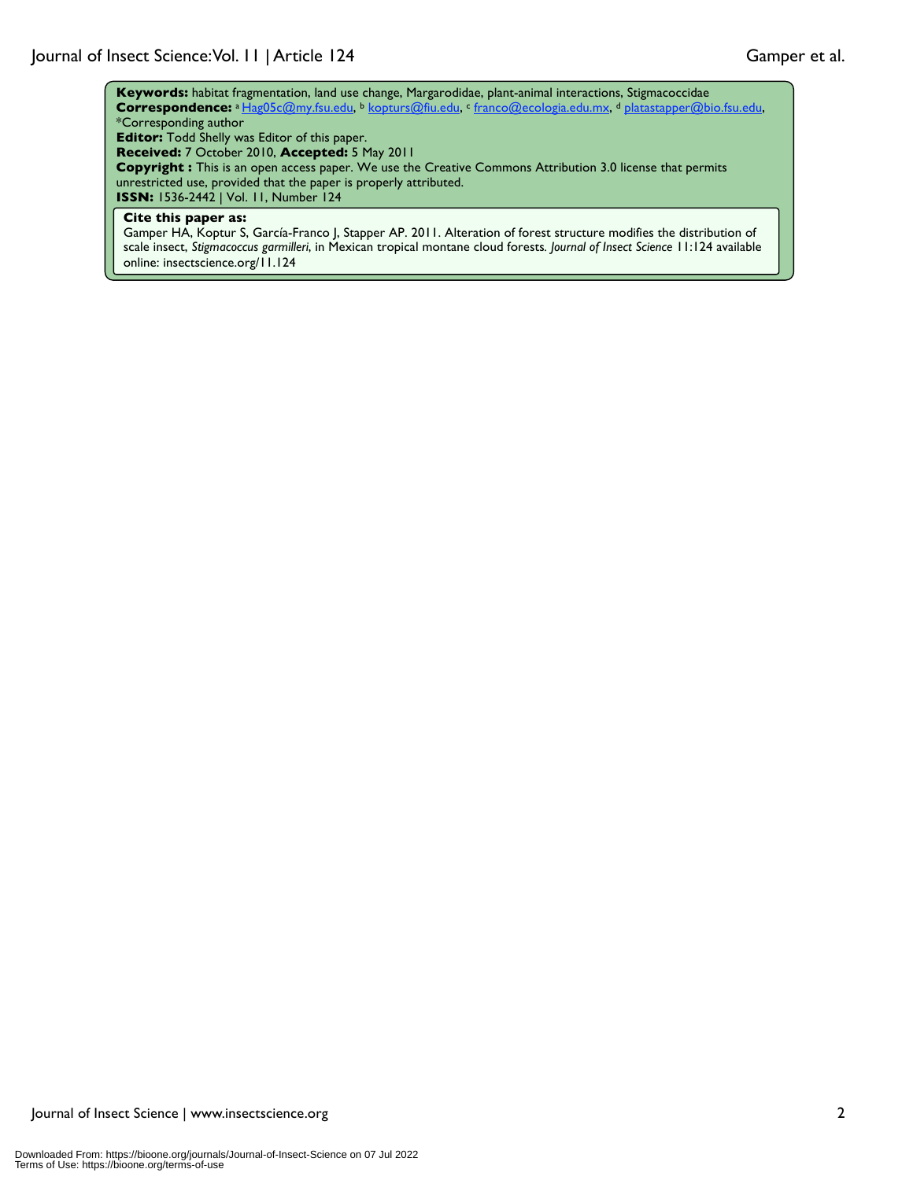**Keywords:** habitat fragmentation, land use change, Margarodidae, plant-animal interactions, Stigmacoccidae
**Correspondence:** [a] Hag05c@my.fsu.edu, [b] kopturs@fiu.edu, [c] franco@ecologia.edu.mx, [d] platastapper@bio.fsu.edu, *Corresponding author
**Editor:** Todd Shelly was Editor of this paper.
**Received:** 7 October 2010, **Accepted:** 5 May 2011
**Copyright :** This is an open access paper. We use the Creative Commons Attribution 3.0 license that permits unrestricted use, provided that the paper is properly attributed.
**ISSN:** 1536-2442 | Vol. 11, Number 124

**Cite this paper as:**
Gamper HA, Koptur S, García-Franco J, Stapper AP. 2011. Alteration of forest structure modifies the distribution of scale insect, *Stigmacoccus garmilleri*, in Mexican tropical montane cloud forests. *Journal of Insect Science* 11:124 available online: insectscience.org/11.124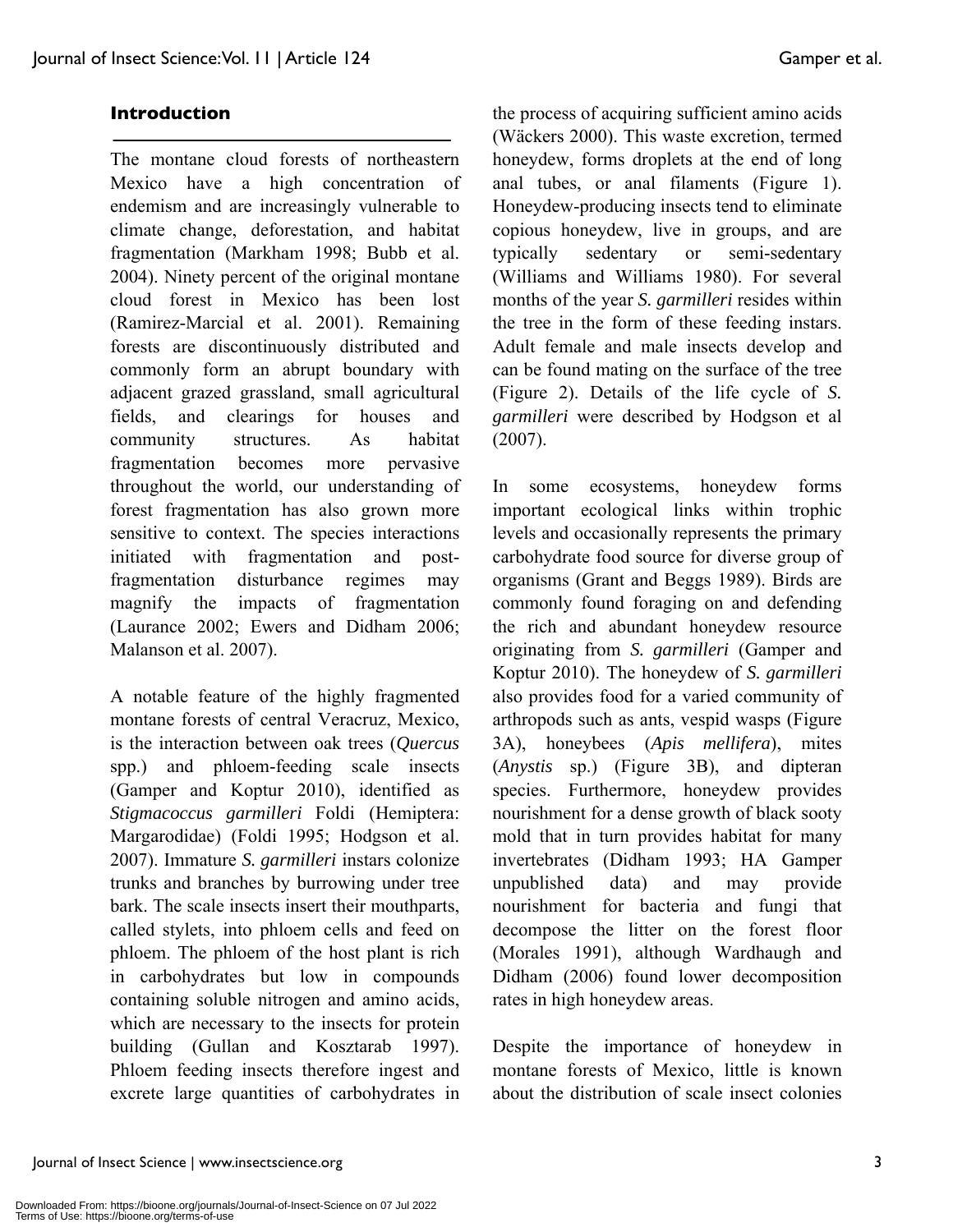## Introduction

The montane cloud forests of northeastern Mexico have a high concentration of endemism and are increasingly vulnerable to climate change, deforestation, and habitat fragmentation (Markham 1998; Bubb et al. 2004). Ninety percent of the original montane cloud forest in Mexico has been lost (Ramirez-Marcial et al. 2001). Remaining forests are discontinuously distributed and commonly form an abrupt boundary with adjacent grazed grassland, small agricultural fields, and clearings for houses and community structures. As habitat fragmentation becomes more pervasive throughout the world, our understanding of forest fragmentation has also grown more sensitive to context. The species interactions initiated with fragmentation and post-fragmentation disturbance regimes may magnify the impacts of fragmentation (Laurance 2002; Ewers and Didham 2006; Malanson et al. 2007).

A notable feature of the highly fragmented montane forests of central Veracruz, Mexico, is the interaction between oak trees (*Quercus* spp.) and phloem-feeding scale insects (Gamper and Koptur 2010), identified as *Stigmacoccus garmilleri* Foldi (Hemiptera: Margarodidae) (Foldi 1995; Hodgson et al. 2007). Immature *S. garmilleri* instars colonize trunks and branches by burrowing under tree bark. The scale insects insert their mouthparts, called stylets, into phloem cells and feed on phloem. The phloem of the host plant is rich in carbohydrates but low in compounds containing soluble nitrogen and amino acids, which are necessary to the insects for protein building (Gullan and Kosztarab 1997). Phloem feeding insects therefore ingest and excrete large quantities of carbohydrates in the process of acquiring sufficient amino acids (Wäckers 2000). This waste excretion, termed honeydew, forms droplets at the end of long anal tubes, or anal filaments (Figure 1). Honeydew-producing insects tend to eliminate copious honeydew, live in groups, and are typically sedentary or semi-sedentary (Williams and Williams 1980). For several months of the year *S. garmilleri* resides within the tree in the form of these feeding instars. Adult female and male insects develop and can be found mating on the surface of the tree (Figure 2). Details of the life cycle of *S. garmilleri* were described by Hodgson et al (2007).

In some ecosystems, honeydew forms important ecological links within trophic levels and occasionally represents the primary carbohydrate food source for diverse group of organisms (Grant and Beggs 1989). Birds are commonly found foraging on and defending the rich and abundant honeydew resource originating from *S. garmilleri* (Gamper and Koptur 2010). The honeydew of *S. garmilleri* also provides food for a varied community of arthropods such as ants, vespid wasps (Figure 3A), honeybees (*Apis mellifera*), mites (*Anystis* sp.) (Figure 3B), and dipteran species. Furthermore, honeydew provides nourishment for a dense growth of black sooty mold that in turn provides habitat for many invertebrates (Didham 1993; HA Gamper unpublished data) and may provide nourishment for bacteria and fungi that decompose the litter on the forest floor (Morales 1991), although Wardhaugh and Didham (2006) found lower decomposition rates in high honeydew areas.

Despite the importance of honeydew in montane forests of Mexico, little is known about the distribution of scale insect colonies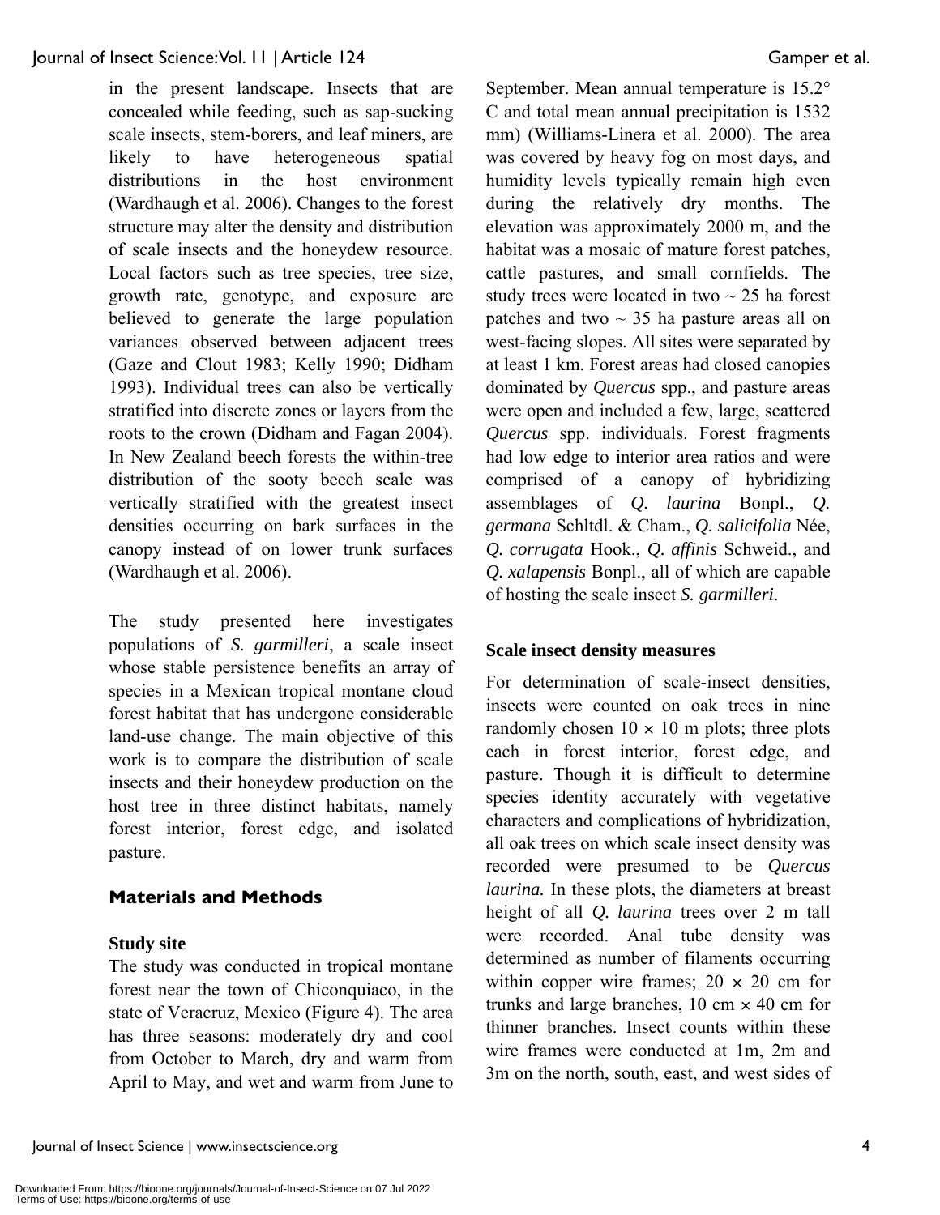in the present landscape. Insects that are concealed while feeding, such as sap-sucking scale insects, stem-borers, and leaf miners, are likely to have heterogeneous spatial distributions in the host environment (Wardhaugh et al. 2006). Changes to the forest structure may alter the density and distribution of scale insects and the honeydew resource. Local factors such as tree species, tree size, growth rate, genotype, and exposure are believed to generate the large population variances observed between adjacent trees (Gaze and Clout 1983; Kelly 1990; Didham 1993). Individual trees can also be vertically stratified into discrete zones or layers from the roots to the crown (Didham and Fagan 2004). In New Zealand beech forests the within-tree distribution of the sooty beech scale was vertically stratified with the greatest insect densities occurring on bark surfaces in the canopy instead of on lower trunk surfaces (Wardhaugh et al. 2006).

The study presented here investigates populations of *S. garmilleri*, a scale insect whose stable persistence benefits an array of species in a Mexican tropical montane cloud forest habitat that has undergone considerable land-use change. The main objective of this work is to compare the distribution of scale insects and their honeydew production on the host tree in three distinct habitats, namely forest interior, forest edge, and isolated pasture.

## Materials and Methods

### Study site

The study was conducted in tropical montane forest near the town of Chiconquiaco, in the state of Veracruz, Mexico (Figure 4). The area has three seasons: moderately dry and cool from October to March, dry and warm from April to May, and wet and warm from June to September. Mean annual temperature is 15.2° C and total mean annual precipitation is 1532 mm) (Williams-Linera et al. 2000). The area was covered by heavy fog on most days, and humidity levels typically remain high even during the relatively dry months. The elevation was approximately 2000 m, and the habitat was a mosaic of mature forest patches, cattle pastures, and small cornfields. The study trees were located in two ~ 25 ha forest patches and two ~ 35 ha pasture areas all on west-facing slopes. All sites were separated by at least 1 km. Forest areas had closed canopies dominated by *Quercus* spp., and pasture areas were open and included a few, large, scattered *Quercus* spp. individuals. Forest fragments had low edge to interior area ratios and were comprised of a canopy of hybridizing assemblages of *Q. laurina* Bonpl., *Q. germana* Schltdl. & Cham., *Q. salicifolia* Née, *Q. corrugata* Hook., *Q. affinis* Schweid., and *Q. xalapensis* Bonpl., all of which are capable of hosting the scale insect *S. garmilleri*.

### Scale insect density measures

For determination of scale-insect densities, insects were counted on oak trees in nine randomly chosen 10 × 10 m plots; three plots each in forest interior, forest edge, and pasture. Though it is difficult to determine species identity accurately with vegetative characters and complications of hybridization, all oak trees on which scale insect density was recorded were presumed to be *Quercus laurina.* In these plots, the diameters at breast height of all *Q. laurina* trees over 2 m tall were recorded. Anal tube density was determined as number of filaments occurring within copper wire frames; 20 × 20 cm for trunks and large branches, 10 cm × 40 cm for thinner branches. Insect counts within these wire frames were conducted at 1m, 2m and 3m on the north, south, east, and west sides of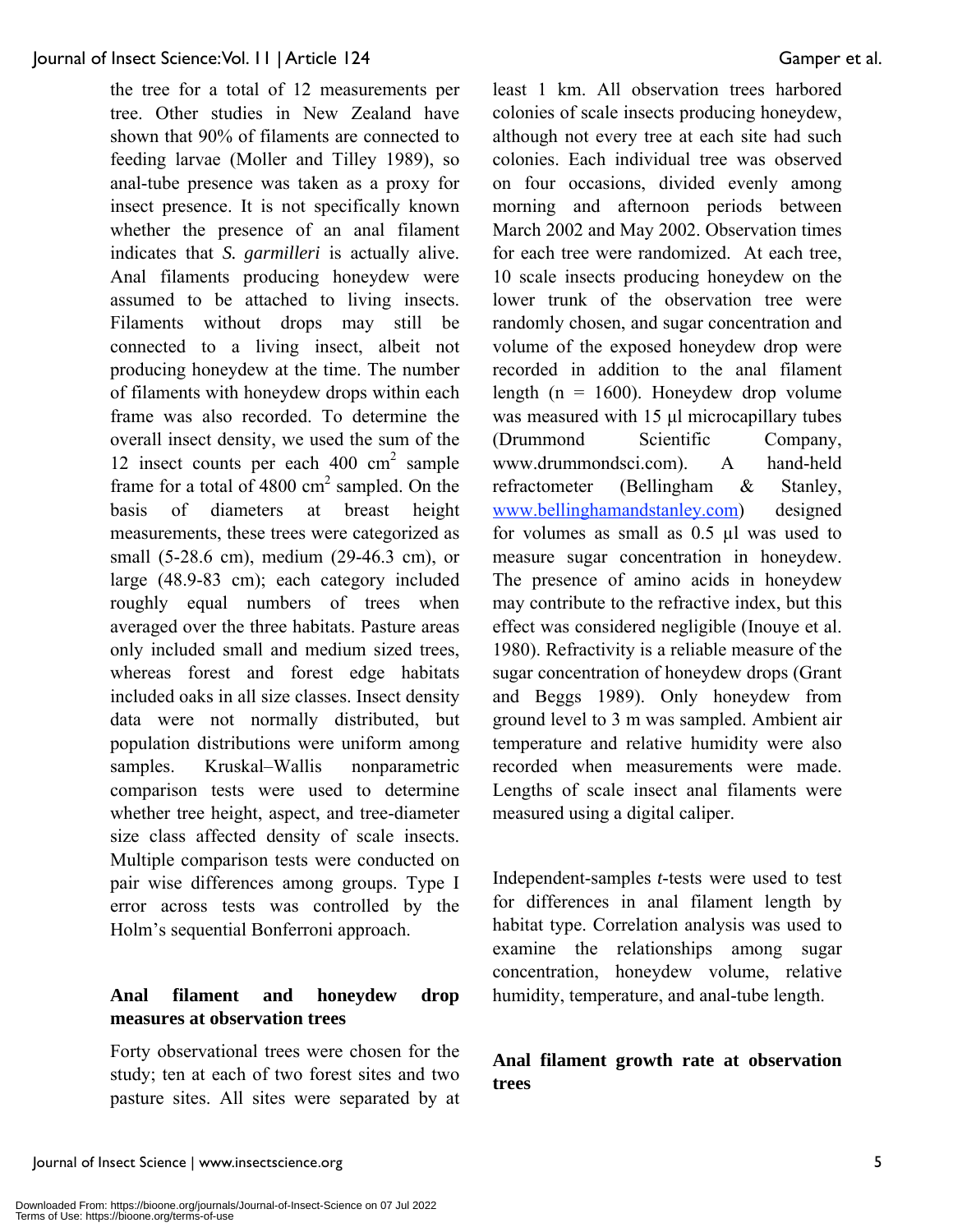the tree for a total of 12 measurements per tree. Other studies in New Zealand have shown that 90% of filaments are connected to feeding larvae (Moller and Tilley 1989), so anal-tube presence was taken as a proxy for insect presence. It is not specifically known whether the presence of an anal filament indicates that *S. garmilleri* is actually alive. Anal filaments producing honeydew were assumed to be attached to living insects. Filaments without drops may still be connected to a living insect, albeit not producing honeydew at the time. The number of filaments with honeydew drops within each frame was also recorded. To determine the overall insect density, we used the sum of the 12 insect counts per each 400 $cm^2$ sample frame for a total of 4800 $cm^2$ sampled. On the basis of diameters at breast height measurements, these trees were categorized as small (5-28.6 cm), medium (29-46.3 cm), or large (48.9-83 cm); each category included roughly equal numbers of trees when averaged over the three habitats. Pasture areas only included small and medium sized trees, whereas forest and forest edge habitats included oaks in all size classes. Insect density data were not normally distributed, but population distributions were uniform among samples. Kruskal–Wallis nonparametric comparison tests were used to determine whether tree height, aspect, and tree-diameter size class affected density of scale insects. Multiple comparison tests were conducted on pair wise differences among groups. Type I error across tests was controlled by the Holm's sequential Bonferroni approach.

### Anal filament and honeydew drop measures at observation trees

Forty observational trees were chosen for the study; ten at each of two forest sites and two pasture sites. All sites were separated by at least 1 km. All observation trees harbored colonies of scale insects producing honeydew, although not every tree at each site had such colonies. Each individual tree was observed on four occasions, divided evenly among morning and afternoon periods between March 2002 and May 2002. Observation times for each tree were randomized. At each tree, 10 scale insects producing honeydew on the lower trunk of the observation tree were randomly chosen, and sugar concentration and volume of the exposed honeydew drop were recorded in addition to the anal filament length ($n = 1600$). Honeydew drop volume was measured with 15 µl microcapillary tubes (Drummond Scientific Company, www.drummondsci.com). A hand-held refractometer (Bellingham & Stanley, www.bellinghamandstanley.com) designed for volumes as small as 0.5 µl was used to measure sugar concentration in honeydew. The presence of amino acids in honeydew may contribute to the refractive index, but this effect was considered negligible (Inouye et al. 1980). Refractivity is a reliable measure of the sugar concentration of honeydew drops (Grant and Beggs 1989). Only honeydew from ground level to 3 m was sampled. Ambient air temperature and relative humidity were also recorded when measurements were made. Lengths of scale insect anal filaments were measured using a digital caliper.

Independent-samples *t*-tests were used to test for differences in anal filament length by habitat type. Correlation analysis was used to examine the relationships among sugar concentration, honeydew volume, relative humidity, temperature, and anal-tube length.

### Anal filament growth rate at observation trees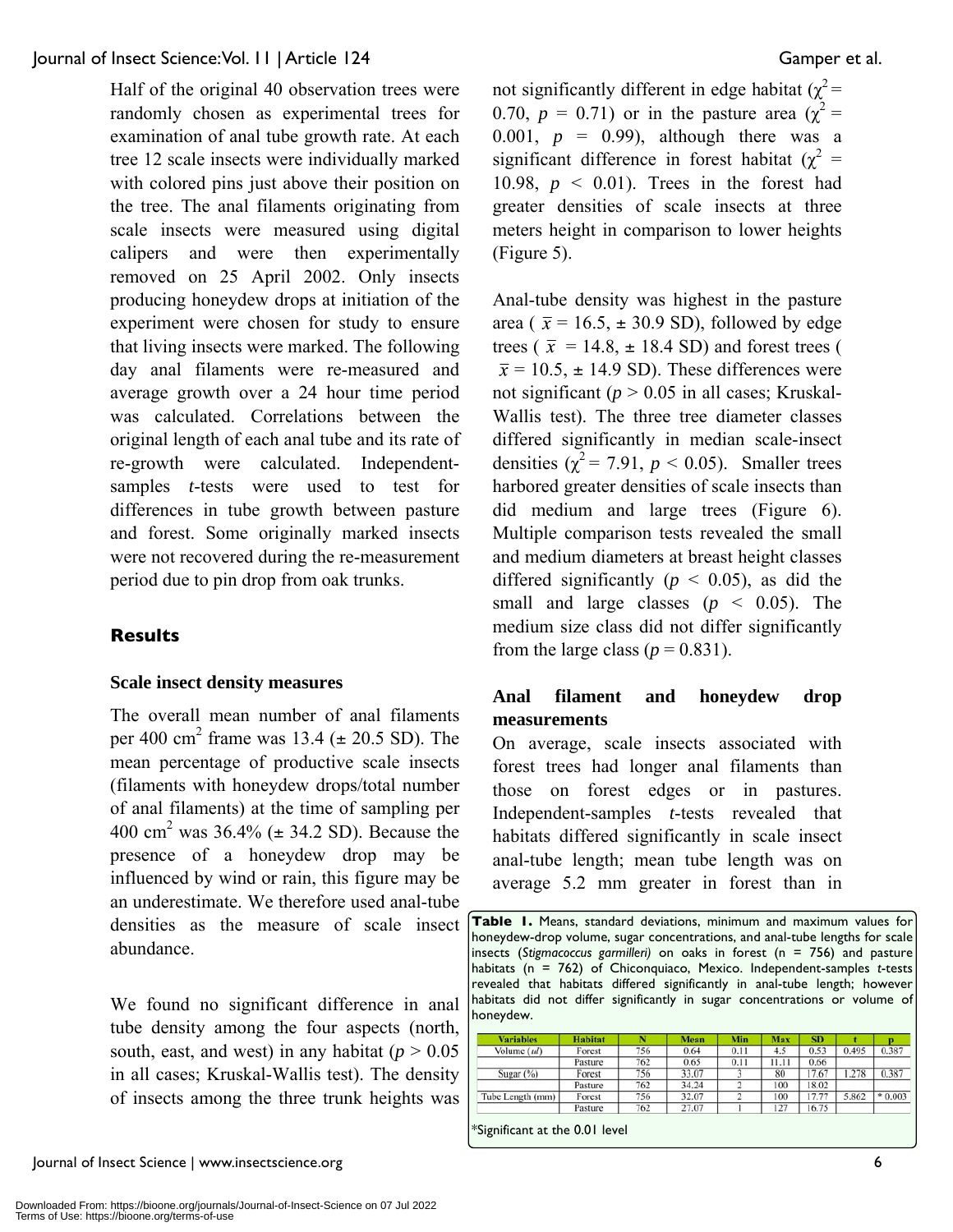Half of the original 40 observation trees were randomly chosen as experimental trees for examination of anal tube growth rate. At each tree 12 scale insects were individually marked with colored pins just above their position on the tree. The anal filaments originating from scale insects were measured using digital calipers and were then experimentally removed on 25 April 2002. Only insects producing honeydew drops at initiation of the experiment were chosen for study to ensure that living insects were marked. The following day anal filaments were re-measured and average growth over a 24 hour time period was calculated. Correlations between the original length of each anal tube and its rate of re-growth were calculated. Independent-samples *t*-tests were used to test for differences in tube growth between pasture and forest. Some originally marked insects were not recovered during the re-measurement period due to pin drop from oak trunks.

## Results

### Scale insect density measures

The overall mean number of anal filaments per 400 cm$^2$ frame was 13.4 (± 20.5 SD). The mean percentage of productive scale insects (filaments with honeydew drops/total number of anal filaments) at the time of sampling per 400 cm$^2$ was 36.4% (± 34.2 SD). Because the presence of a honeydew drop may be influenced by wind or rain, this figure may be an underestimate. We therefore used anal-tube densities as the measure of scale insect abundance.

We found no significant difference in anal tube density among the four aspects (north, south, east, and west) in any habitat ($p > 0.05$ in all cases; Kruskal-Wallis test). The density of insects among the three trunk heights was not significantly different in edge habitat ($\chi^2 = 0.70$, $p = 0.71$) or in the pasture area ($\chi^2 = 0.001$, $p = 0.99$), although there was a significant difference in forest habitat ($\chi^2 = 10.98$, $p < 0.01$). Trees in the forest had greater densities of scale insects at three meters height in comparison to lower heights (Figure 5).

Anal-tube density was highest in the pasture area ( $\bar{x} = 16.5$, ± 30.9 SD), followed by edge trees ( $\bar{x} = 14.8$, ± 18.4 SD) and forest trees ( $\bar{x} = 10.5$, ± 14.9 SD). These differences were not significant ($p > 0.05$ in all cases; Kruskal-Wallis test). The three tree diameter classes differed significantly in median scale-insect densities ($\chi^2 = 7.91$, $p < 0.05$). Smaller trees harbored greater densities of scale insects than did medium and large trees (Figure 6). Multiple comparison tests revealed the small and medium diameters at breast height classes differed significantly ($p < 0.05$), as did the small and large classes ($p < 0.05$). The medium size class did not differ significantly from the large class ($p = 0.831$).

### Anal filament and honeydew drop measurements

On average, scale insects associated with forest trees had longer anal filaments than those on forest edges or in pastures. Independent-samples *t*-tests revealed that habitats differed significantly in scale insect anal-tube length; mean tube length was on average 5.2 mm greater in forest than in

**Table 1.** Means, standard deviations, minimum and maximum values for honeydew-drop volume, sugar concentrations, and anal-tube lengths for scale insects (*Stigmacoccus garmilleri*) on oaks in forest (n = 756) and pasture habitats (n = 762) of Chiconquiaco, Mexico. Independent-samples *t*-tests revealed that habitats differed significantly in anal-tube length; however habitats did not differ significantly in sugar concentrations or volume of honeydew.

| Variables | Habitat | N | Mean | Min | Max | SD | t | p |
|---|---|---|---|---|---|---|---|---|
| Volume (*ul*) | Forest | 756 | 0.64 | 0.11 | 4.5 | 0.53 | 0.495 | 0.387 |
| | Pasture | 762 | 0.65 | 0.11 | 11.11 | 0.66 | | |
| Sugar (%) | Forest | 756 | 33.07 | 3 | 80 | 17.67 | 1.278 | 0.387 |
| | Pasture | 762 | 34.24 | 2 | 100 | 18.02 | | |
| Tube Length (mm) | Forest | 756 | 32.07 | 2 | 100 | 17.77 | 5.862 | * 0.003 |
| | Pasture | 762 | 27.07 | 1 | 127 | 16.75 | | |

*Significant at the 0.01 level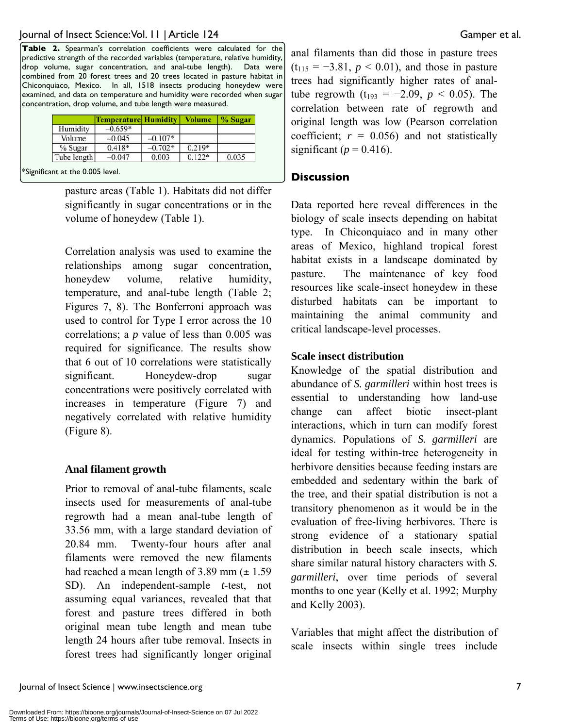**Table 2.** Spearman's correlation coefficients were calculated for the predictive strength of the recorded variables (temperature, relative humidity, drop volume, sugar concentration, and anal-tube length). Data were combined from 20 forest trees and 20 trees located in pasture habitat in Chiconquiaco, Mexico. In all, 1518 insects producing honeydew were examined, and data on temperature and humidity were recorded when sugar concentration, drop volume, and tube length were measured.

| | Temperature | Humidity | Volume | % Sugar |
|---|---|---|---|---|
| Humidity | −0.659* | | | |
| Volume | −0.045 | −0.107* | | |
| % Sugar | 0.418* | −0.702* | 0.219* | |
| Tube length | −0.047 | 0.003 | 0.122* | 0.035 |

*Significant at the 0.005 level.

pasture areas (Table 1). Habitats did not differ significantly in sugar concentrations or in the volume of honeydew (Table 1).

Correlation analysis was used to examine the relationships among sugar concentration, honeydew volume, relative humidity, temperature, and anal-tube length (Table 2; Figures 7, 8). The Bonferroni approach was used to control for Type I error across the 10 correlations; a *p* value of less than 0.005 was required for significance. The results show that 6 out of 10 correlations were statistically significant. Honeydew-drop sugar concentrations were positively correlated with increases in temperature (Figure 7) and negatively correlated with relative humidity (Figure 8).

### Anal filament growth

Prior to removal of anal-tube filaments, scale insects used for measurements of anal-tube regrowth had a mean anal-tube length of 33.56 mm, with a large standard deviation of 20.84 mm. Twenty-four hours after anal filaments were removed the new filaments had reached a mean length of 3.89 mm (± 1.59 SD). An independent-sample *t*-test, not assuming equal variances, revealed that that forest and pasture trees differed in both original mean tube length and mean tube length 24 hours after tube removal. Insects in forest trees had significantly longer original anal filaments than did those in pasture trees ($t_{115} = -3.81$, $p < 0.01$), and those in pasture trees had significantly higher rates of anal-tube regrowth ($t_{193} = -2.09$, $p < 0.05$). The correlation between rate of regrowth and original length was low (Pearson correlation coefficient; $r = 0.056$) and not statistically significant ($p = 0.416$).

## Discussion

Data reported here reveal differences in the biology of scale insects depending on habitat type. In Chiconquiaco and in many other areas of Mexico, highland tropical forest habitat exists in a landscape dominated by pasture. The maintenance of key food resources like scale-insect honeydew in these disturbed habitats can be important to maintaining the animal community and critical landscape-level processes.

### Scale insect distribution

Knowledge of the spatial distribution and abundance of *S. garmilleri* within host trees is essential to understanding how land-use change can affect biotic insect-plant interactions, which in turn can modify forest dynamics. Populations of *S. garmilleri* are ideal for testing within-tree heterogeneity in herbivore densities because feeding instars are embedded and sedentary within the bark of the tree, and their spatial distribution is not a transitory phenomenon as it would be in the evaluation of free-living herbivores. There is strong evidence of a stationary spatial distribution in beech scale insects, which share similar natural history characters with *S. garmilleri*, over time periods of several months to one year (Kelly et al. 1992; Murphy and Kelly 2003).

Variables that might affect the distribution of scale insects within single trees include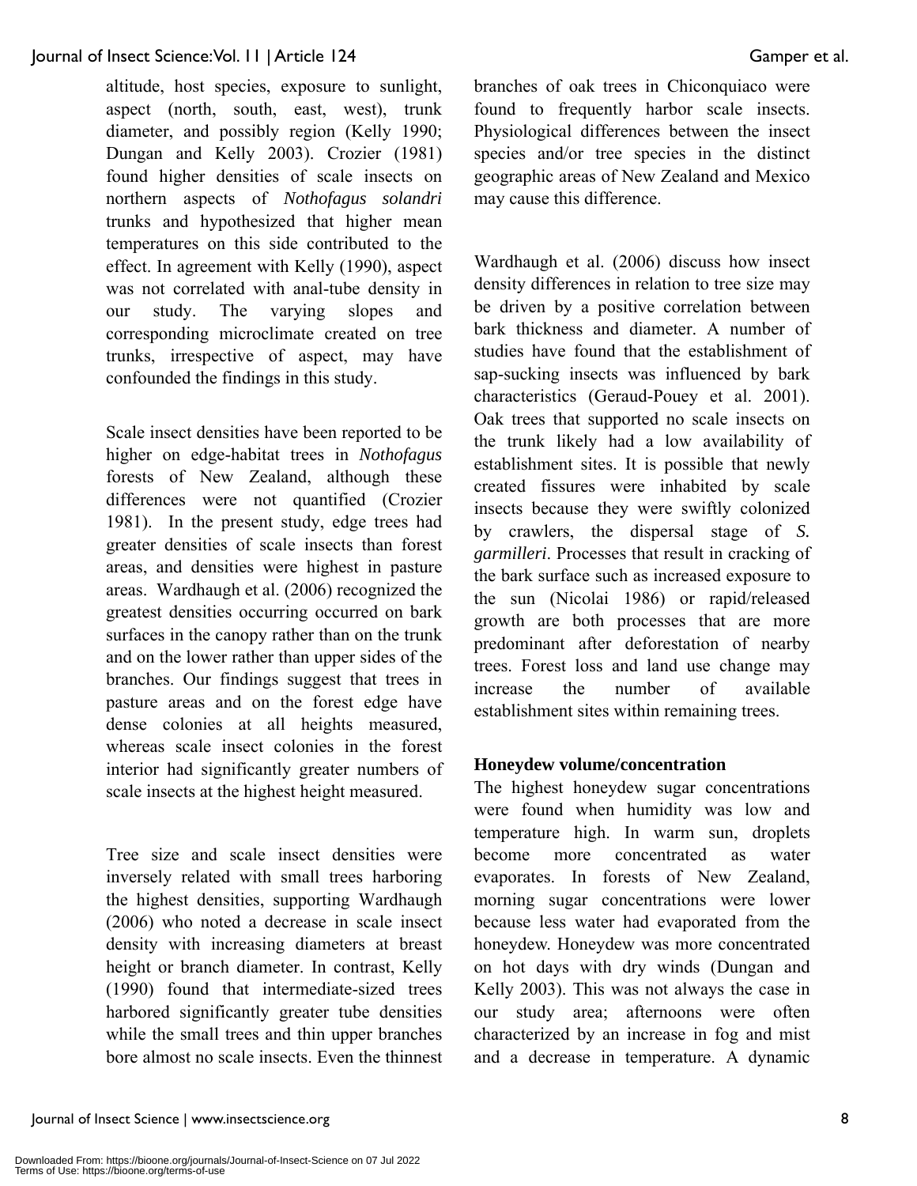altitude, host species, exposure to sunlight, aspect (north, south, east, west), trunk diameter, and possibly region (Kelly 1990; Dungan and Kelly 2003). Crozier (1981) found higher densities of scale insects on northern aspects of *Nothofagus solandri* trunks and hypothesized that higher mean temperatures on this side contributed to the effect. In agreement with Kelly (1990), aspect was not correlated with anal-tube density in our study. The varying slopes and corresponding microclimate created on tree trunks, irrespective of aspect, may have confounded the findings in this study.

Scale insect densities have been reported to be higher on edge-habitat trees in *Nothofagus* forests of New Zealand, although these differences were not quantified (Crozier 1981). In the present study, edge trees had greater densities of scale insects than forest areas, and densities were highest in pasture areas. Wardhaugh et al. (2006) recognized the greatest densities occurring occurred on bark surfaces in the canopy rather than on the trunk and on the lower rather than upper sides of the branches. Our findings suggest that trees in pasture areas and on the forest edge have dense colonies at all heights measured, whereas scale insect colonies in the forest interior had significantly greater numbers of scale insects at the highest height measured.

Tree size and scale insect densities were inversely related with small trees harboring the highest densities, supporting Wardhaugh (2006) who noted a decrease in scale insect density with increasing diameters at breast height or branch diameter. In contrast, Kelly (1990) found that intermediate-sized trees harbored significantly greater tube densities while the small trees and thin upper branches bore almost no scale insects. Even the thinnest branches of oak trees in Chiconquiaco were found to frequently harbor scale insects. Physiological differences between the insect species and/or tree species in the distinct geographic areas of New Zealand and Mexico may cause this difference.

Wardhaugh et al. (2006) discuss how insect density differences in relation to tree size may be driven by a positive correlation between bark thickness and diameter. A number of studies have found that the establishment of sap-sucking insects was influenced by bark characteristics (Geraud-Pouey et al. 2001). Oak trees that supported no scale insects on the trunk likely had a low availability of establishment sites. It is possible that newly created fissures were inhabited by scale insects because they were swiftly colonized by crawlers, the dispersal stage of *S. garmilleri*. Processes that result in cracking of the bark surface such as increased exposure to the sun (Nicolai 1986) or rapid/released growth are both processes that are more predominant after deforestation of nearby trees. Forest loss and land use change may increase the number of available establishment sites within remaining trees.

### Honeydew volume/concentration

The highest honeydew sugar concentrations were found when humidity was low and temperature high. In warm sun, droplets become more concentrated as water evaporates. In forests of New Zealand, morning sugar concentrations were lower because less water had evaporated from the honeydew. Honeydew was more concentrated on hot days with dry winds (Dungan and Kelly 2003). This was not always the case in our study area; afternoons were often characterized by an increase in fog and mist and a decrease in temperature. A dynamic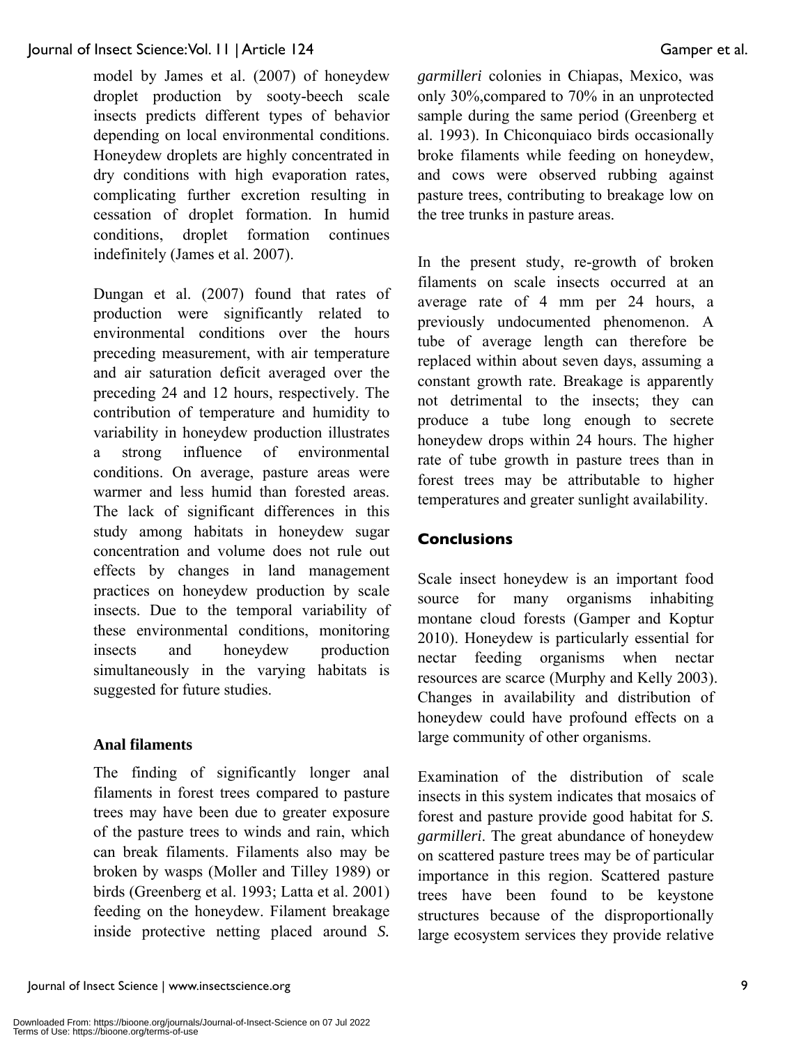model by James et al. (2007) of honeydew droplet production by sooty-beech scale insects predicts different types of behavior depending on local environmental conditions. Honeydew droplets are highly concentrated in dry conditions with high evaporation rates, complicating further excretion resulting in cessation of droplet formation. In humid conditions, droplet formation continues indefinitely (James et al. 2007).

Dungan et al. (2007) found that rates of production were significantly related to environmental conditions over the hours preceding measurement, with air temperature and air saturation deficit averaged over the preceding 24 and 12 hours, respectively. The contribution of temperature and humidity to variability in honeydew production illustrates a strong influence of environmental conditions. On average, pasture areas were warmer and less humid than forested areas. The lack of significant differences in this study among habitats in honeydew sugar concentration and volume does not rule out effects by changes in land management practices on honeydew production by scale insects. Due to the temporal variability of these environmental conditions, monitoring insects and honeydew production simultaneously in the varying habitats is suggested for future studies.

### Anal filaments

The finding of significantly longer anal filaments in forest trees compared to pasture trees may have been due to greater exposure of the pasture trees to winds and rain, which can break filaments. Filaments also may be broken by wasps (Moller and Tilley 1989) or birds (Greenberg et al. 1993; Latta et al. 2001) feeding on the honeydew. Filament breakage inside protective netting placed around *S. garmilleri* colonies in Chiapas, Mexico, was only 30%,compared to 70% in an unprotected sample during the same period (Greenberg et al. 1993). In Chiconquiaco birds occasionally broke filaments while feeding on honeydew, and cows were observed rubbing against pasture trees, contributing to breakage low on the tree trunks in pasture areas.

In the present study, re-growth of broken filaments on scale insects occurred at an average rate of 4 mm per 24 hours, a previously undocumented phenomenon. A tube of average length can therefore be replaced within about seven days, assuming a constant growth rate. Breakage is apparently not detrimental to the insects; they can produce a tube long enough to secrete honeydew drops within 24 hours. The higher rate of tube growth in pasture trees than in forest trees may be attributable to higher temperatures and greater sunlight availability.

## Conclusions

Scale insect honeydew is an important food source for many organisms inhabiting montane cloud forests (Gamper and Koptur 2010). Honeydew is particularly essential for nectar feeding organisms when nectar resources are scarce (Murphy and Kelly 2003). Changes in availability and distribution of honeydew could have profound effects on a large community of other organisms.

Examination of the distribution of scale insects in this system indicates that mosaics of forest and pasture provide good habitat for *S. garmilleri*. The great abundance of honeydew on scattered pasture trees may be of particular importance in this region. Scattered pasture trees have been found to be keystone structures because of the disproportionally large ecosystem services they provide relative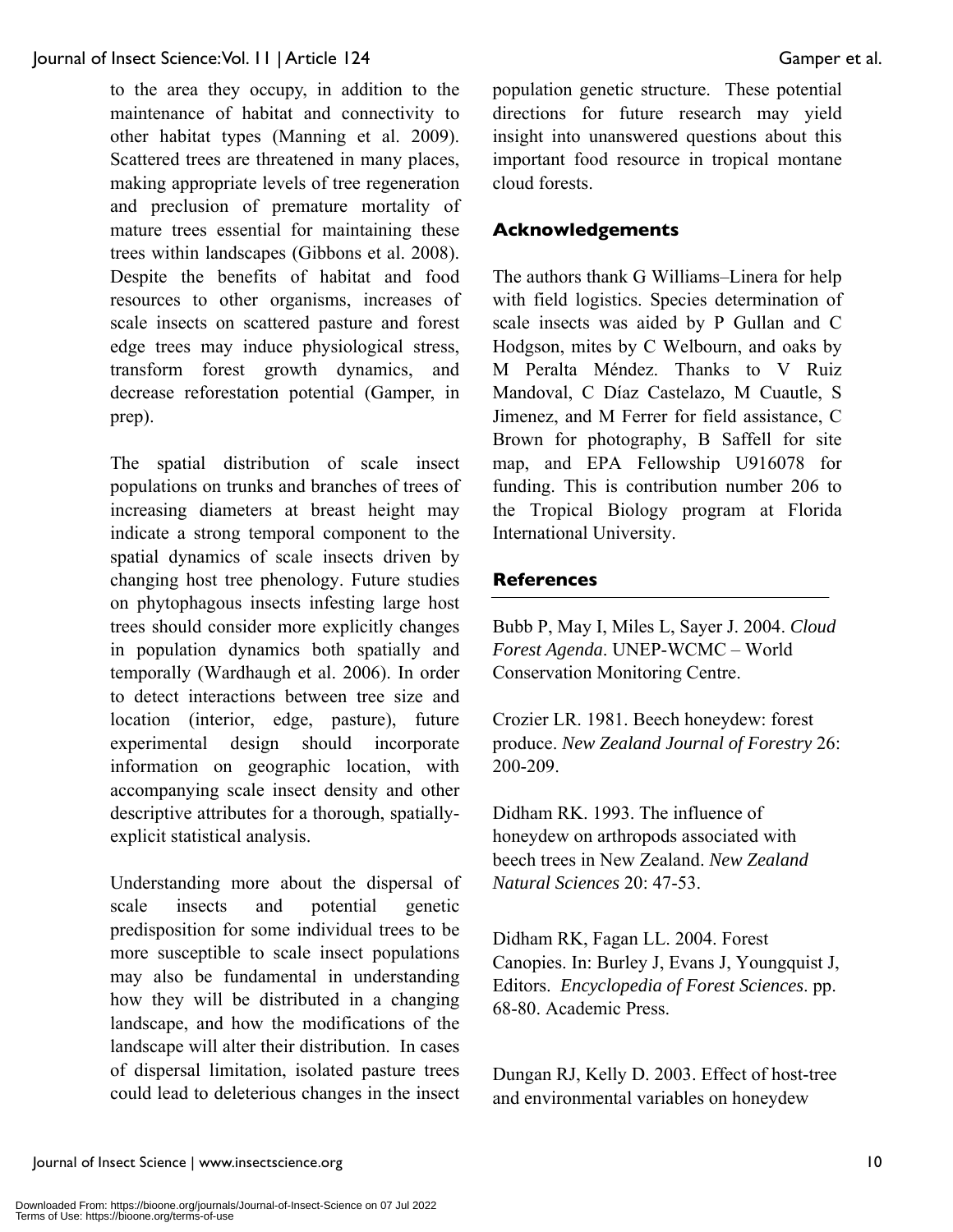to the area they occupy, in addition to the maintenance of habitat and connectivity to other habitat types (Manning et al. 2009). Scattered trees are threatened in many places, making appropriate levels of tree regeneration and preclusion of premature mortality of mature trees essential for maintaining these trees within landscapes (Gibbons et al. 2008). Despite the benefits of habitat and food resources to other organisms, increases of scale insects on scattered pasture and forest edge trees may induce physiological stress, transform forest growth dynamics, and decrease reforestation potential (Gamper, in prep).

The spatial distribution of scale insect populations on trunks and branches of trees of increasing diameters at breast height may indicate a strong temporal component to the spatial dynamics of scale insects driven by changing host tree phenology. Future studies on phytophagous insects infesting large host trees should consider more explicitly changes in population dynamics both spatially and temporally (Wardhaugh et al. 2006). In order to detect interactions between tree size and location (interior, edge, pasture), future experimental design should incorporate information on geographic location, with accompanying scale insect density and other descriptive attributes for a thorough, spatially-explicit statistical analysis.

Understanding more about the dispersal of scale insects and potential genetic predisposition for some individual trees to be more susceptible to scale insect populations may also be fundamental in understanding how they will be distributed in a changing landscape, and how the modifications of the landscape will alter their distribution. In cases of dispersal limitation, isolated pasture trees could lead to deleterious changes in the insect population genetic structure. These potential directions for future research may yield insight into unanswered questions about this important food resource in tropical montane cloud forests.

## Acknowledgements

The authors thank G Williams–Linera for help with field logistics. Species determination of scale insects was aided by P Gullan and C Hodgson, mites by C Welbourn, and oaks by M Peralta Méndez. Thanks to V Ruiz Mandoval, C Díaz Castelazo, M Cuautle, S Jimenez, and M Ferrer for field assistance, C Brown for photography, B Saffell for site map, and EPA Fellowship U916078 for funding. This is contribution number 206 to the Tropical Biology program at Florida International University.

## References

Bubb P, May I, Miles L, Sayer J. 2004. *Cloud Forest Agenda*. UNEP-WCMC – World Conservation Monitoring Centre.

Crozier LR. 1981. Beech honeydew: forest produce. *New Zealand Journal of Forestry* 26: 200-209.

Didham RK. 1993. The influence of honeydew on arthropods associated with beech trees in New Zealand. *New Zealand Natural Sciences* 20: 47-53.

Didham RK, Fagan LL. 2004. Forest Canopies. In: Burley J, Evans J, Youngquist J, Editors. *Encyclopedia of Forest Sciences*. pp. 68-80. Academic Press.

Dungan RJ, Kelly D. 2003. Effect of host-tree and environmental variables on honeydew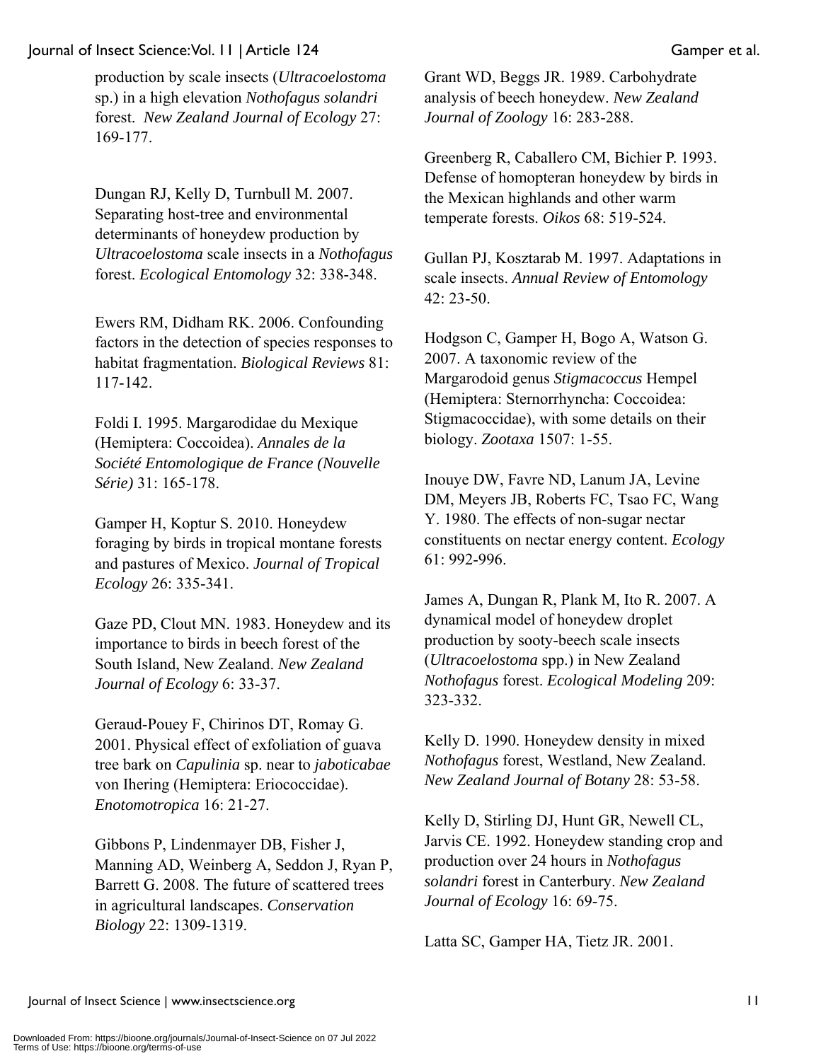production by scale insects (*Ultracoelostoma* sp.) in a high elevation *Nothofagus solandri* forest. *New Zealand Journal of Ecology* 27: 169-177.

Dungan RJ, Kelly D, Turnbull M. 2007. Separating host-tree and environmental determinants of honeydew production by *Ultracoelostoma* scale insects in a *Nothofagus* forest. *Ecological Entomology* 32: 338-348.

Ewers RM, Didham RK. 2006. Confounding factors in the detection of species responses to habitat fragmentation. *Biological Reviews* 81: 117-142.

Foldi I. 1995. Margarodidae du Mexique (Hemiptera: Coccoidea). *Annales de la Société Entomologique de France (Nouvelle Série)* 31: 165-178.

Gamper H, Koptur S. 2010. Honeydew foraging by birds in tropical montane forests and pastures of Mexico. *Journal of Tropical Ecology* 26: 335-341.

Gaze PD, Clout MN. 1983. Honeydew and its importance to birds in beech forest of the South Island, New Zealand. *New Zealand Journal of Ecology* 6: 33-37.

Geraud-Pouey F, Chirinos DT, Romay G. 2001. Physical effect of exfoliation of guava tree bark on *Capulinia* sp. near to *jaboticabae* von Ihering (Hemiptera: Eriococcidae). *Enotomotropica* 16: 21-27.

Gibbons P, Lindenmayer DB, Fisher J, Manning AD, Weinberg A, Seddon J, Ryan P, Barrett G. 2008. The future of scattered trees in agricultural landscapes. *Conservation Biology* 22: 1309-1319.

Grant WD, Beggs JR. 1989. Carbohydrate analysis of beech honeydew. *New Zealand Journal of Zoology* 16: 283-288.

Greenberg R, Caballero CM, Bichier P. 1993. Defense of homopteran honeydew by birds in the Mexican highlands and other warm temperate forests. *Oikos* 68: 519-524.

Gullan PJ, Kosztarab M. 1997. Adaptations in scale insects. *Annual Review of Entomology* 42: 23-50.

Hodgson C, Gamper H, Bogo A, Watson G. 2007. A taxonomic review of the Margarodoid genus *Stigmacoccus* Hempel (Hemiptera: Sternorrhyncha: Coccoidea: Stigmacoccidae), with some details on their biology. *Zootaxa* 1507: 1-55.

Inouye DW, Favre ND, Lanum JA, Levine DM, Meyers JB, Roberts FC, Tsao FC, Wang Y. 1980. The effects of non-sugar nectar constituents on nectar energy content. *Ecology* 61: 992-996.

James A, Dungan R, Plank M, Ito R. 2007. A dynamical model of honeydew droplet production by sooty-beech scale insects (*Ultracoelostoma* spp.) in New Zealand *Nothofagus* forest. *Ecological Modeling* 209: 323-332.

Kelly D. 1990. Honeydew density in mixed *Nothofagus* forest, Westland, New Zealand. *New Zealand Journal of Botany* 28: 53-58.

Kelly D, Stirling DJ, Hunt GR, Newell CL, Jarvis CE. 1992. Honeydew standing crop and production over 24 hours in *Nothofagus solandri* forest in Canterbury. *New Zealand Journal of Ecology* 16: 69-75.

Latta SC, Gamper HA, Tietz JR. 2001.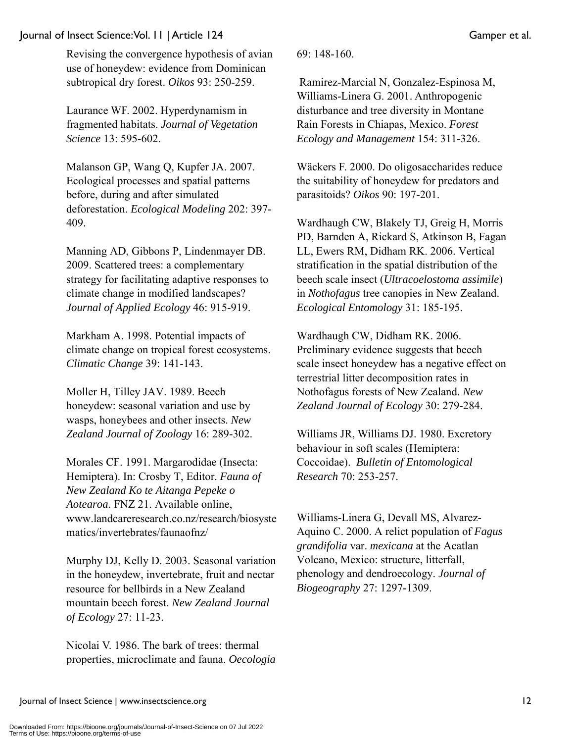Revising the convergence hypothesis of avian use of honeydew: evidence from Dominican subtropical dry forest. *Oikos* 93: 250-259.

Laurance WF. 2002. Hyperdynamism in fragmented habitats. *Journal of Vegetation Science* 13: 595-602.

Malanson GP, Wang Q, Kupfer JA. 2007. Ecological processes and spatial patterns before, during and after simulated deforestation. *Ecological Modeling* 202: 397-409.

Manning AD, Gibbons P, Lindenmayer DB. 2009. Scattered trees: a complementary strategy for facilitating adaptive responses to climate change in modified landscapes? *Journal of Applied Ecology* 46: 915-919.

Markham A. 1998. Potential impacts of climate change on tropical forest ecosystems. *Climatic Change* 39: 141-143.

Moller H, Tilley JAV. 1989. Beech honeydew: seasonal variation and use by wasps, honeybees and other insects. *New Zealand Journal of Zoology* 16: 289-302.

Morales CF. 1991. Margarodidae (Insecta: Hemiptera). In: Crosby T, Editor. *Fauna of New Zealand Ko te Aitanga Pepeke o Aotearoa*. FNZ 21. Available online, www.landcareresearch.co.nz/research/biosystematics/invertebrates/faunaofnz/

Murphy DJ, Kelly D. 2003. Seasonal variation in the honeydew, invertebrate, fruit and nectar resource for bellbirds in a New Zealand mountain beech forest. *New Zealand Journal of Ecology* 27: 11-23.

Nicolai V. 1986. The bark of trees: thermal properties, microclimate and fauna. *Oecologia* 69: 148-160.

Ramirez-Marcial N, Gonzalez-Espinosa M, Williams-Linera G. 2001. Anthropogenic disturbance and tree diversity in Montane Rain Forests in Chiapas, Mexico. *Forest Ecology and Management* 154: 311-326.

Wäckers F. 2000. Do oligosaccharides reduce the suitability of honeydew for predators and parasitoids? *Oikos* 90: 197-201.

Wardhaugh CW, Blakely TJ, Greig H, Morris PD, Barnden A, Rickard S, Atkinson B, Fagan LL, Ewers RM, Didham RK. 2006. Vertical stratification in the spatial distribution of the beech scale insect (*Ultracoelostoma assimile*) in *Nothofagus* tree canopies in New Zealand. *Ecological Entomology* 31: 185-195.

Wardhaugh CW, Didham RK. 2006. Preliminary evidence suggests that beech scale insect honeydew has a negative effect on terrestrial litter decomposition rates in Nothofagus forests of New Zealand. *New Zealand Journal of Ecology* 30: 279-284.

Williams JR, Williams DJ. 1980. Excretory behaviour in soft scales (Hemiptera: Coccoidae). *Bulletin of Entomological Research* 70: 253-257.

Williams-Linera G, Devall MS, Alvarez-Aquino C. 2000. A relict population of *Fagus grandifolia* var. *mexicana* at the Acatlan Volcano, Mexico: structure, litterfall, phenology and dendroecology. *Journal of Biogeography* 27: 1297-1309.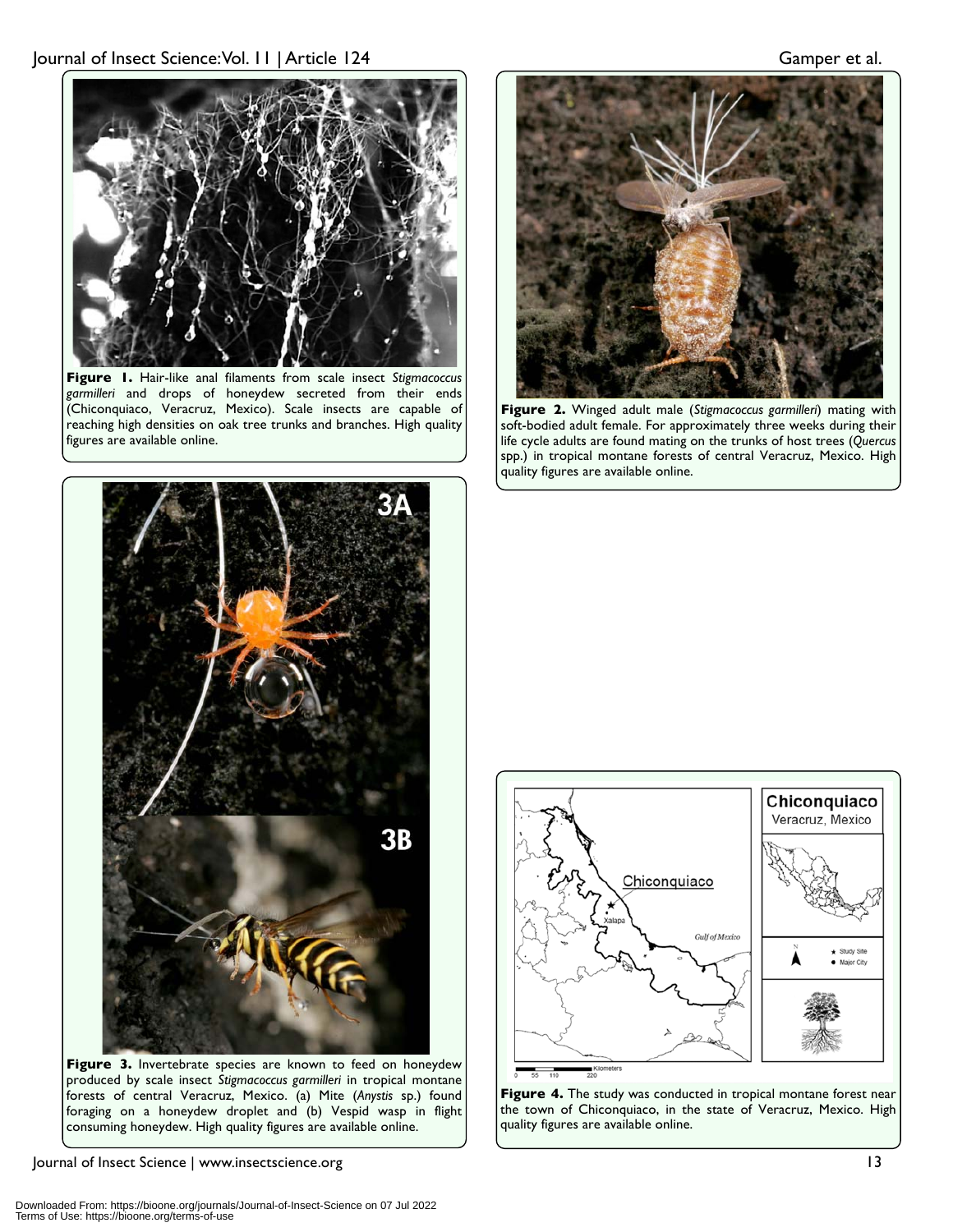**Figure 1.** Hair-like anal filaments from scale insect *Stigmacoccus garmilleri* and drops of honeydew secreted from their ends (Chiconquiaco, Veracruz, Mexico). Scale insects are capable of reaching high densities on oak tree trunks and branches. High quality figures are available online.

**Figure 2.** Winged adult male (*Stigmacoccus garmilleri*) mating with soft-bodied adult female. For approximately three weeks during their life cycle adults are found mating on the trunks of host trees (*Quercus* spp.) in tropical montane forests of central Veracruz, Mexico. High quality figures are available online.

**Figure 3.** Invertebrate species are known to feed on honeydew produced by scale insect *Stigmacoccus garmilleri* in tropical montane forests of central Veracruz, Mexico. (a) Mite (*Anystis* sp.) found foraging on a honeydew droplet and (b) Vespid wasp in flight consuming honeydew. High quality figures are available online.

**Figure 4.** The study was conducted in tropical montane forest near the town of Chiconquiaco, in the state of Veracruz, Mexico. High quality figures are available online.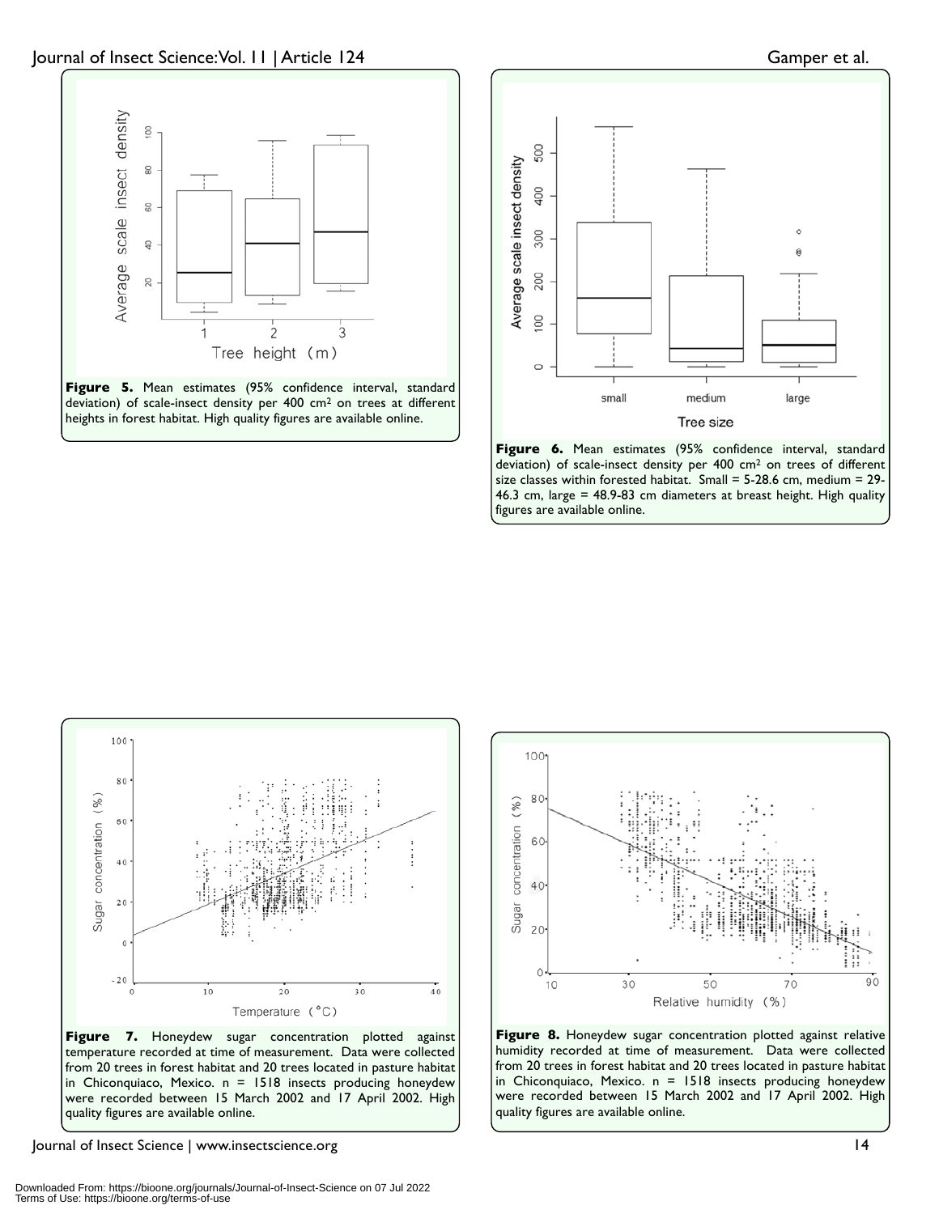Average scale insect density

100

80

60

40

20

1

2

3

Tree height (m)

**Figure 5.** Mean estimates (95% confidence interval, standard deviation) of scale-insect density per 400 cm² on trees at different heights in forest habitat. High quality figures are available online.

Average scale insect density

500

400

300

200

100

0

small

medium

large

Tree size

**Figure 6.** Mean estimates (95% confidence interval, standard deviation) of scale-insect density per 400 cm² on trees of different size classes within forested habitat. Small = 5-28.6 cm, medium = 29-46.3 cm, large = 48.9-83 cm diameters at breast height. High quality figures are available online.

Sugar concentration (%)

100

80

60

40

20

0

-20

0

10

20

30

40

Temperature (°C)

**Figure 7.** Honeydew sugar concentration plotted against temperature recorded at time of measurement. Data were collected from 20 trees in forest habitat and 20 trees located in pasture habitat in Chiconquiaco, Mexico. n = 1518 insects producing honeydew were recorded between 15 March 2002 and 17 April 2002. High quality figures are available online.

Sugar concentration (%)

100

80

60

40

20

0

10

30

50

70

90

Relative humidity (%)

**Figure 8.** Honeydew sugar concentration plotted against relative humidity recorded at time of measurement. Data were collected from 20 trees in forest habitat and 20 trees located in pasture habitat in Chiconquiaco, Mexico. n = 1518 insects producing honeydew were recorded between 15 March 2002 and 17 April 2002. High quality figures are available online.